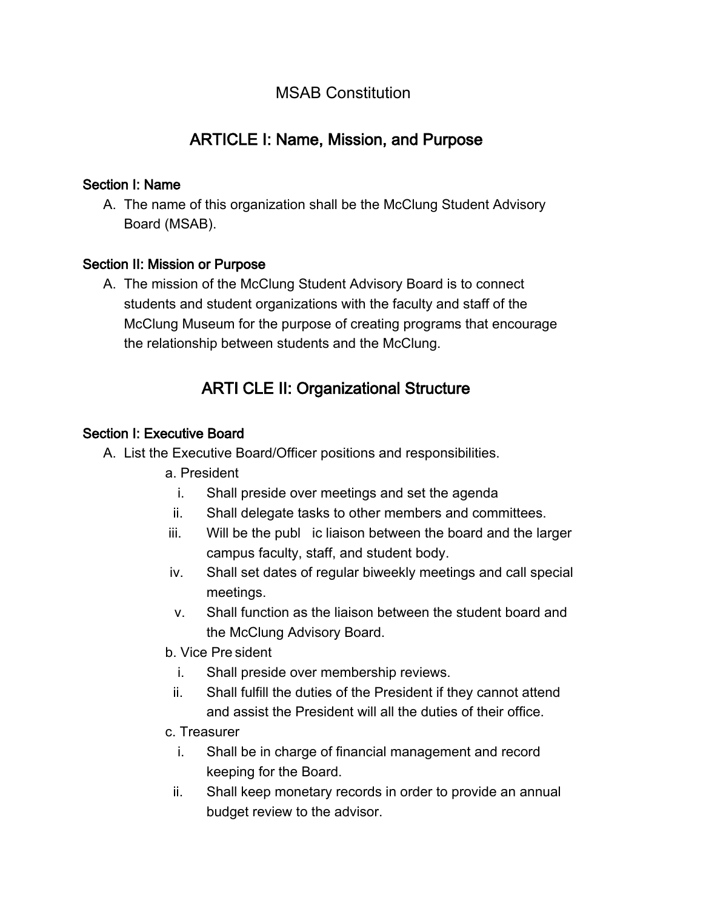# MSAB Constitution

## ARTICLE I: Name, Mission, and Purpose

### Section I: Name

A. The name of this organization shall be the McClung Student Advisory Board (MSAB).

### Section II: Mission or Purpose

A. The mission of the McClung Student Advisory Board is to connect students and student organizations with the faculty and staff of the McClung Museum for the purpose of creating programs that encourage the relationship between students and the McClung.

## ARTI CLE II: Organizational Structure

### Section I: Executive Board

A. List the Executive Board/Officer positions and responsibilities.

a. President

   i. Shall preside over meetings and set the agenda
   ii. Shall delegate tasks to other members and committees.
   iii. Will be the publ ic liaison between the board and the larger campus faculty, staff, and student body.
   iv. Shall set dates of regular biweekly meetings and call special meetings.
   v. Shall function as the liaison between the student board and the McClung Advisory Board.

b. Vice Pre sident

   i. Shall preside over membership reviews.
   ii. Shall fulfill the duties of the President if they cannot attend and assist the President will all the duties of their office.

c. Treasurer

   i. Shall be in charge of financial management and record keeping for the Board.
   ii. Shall keep monetary records in order to provide an annual budget review to the advisor.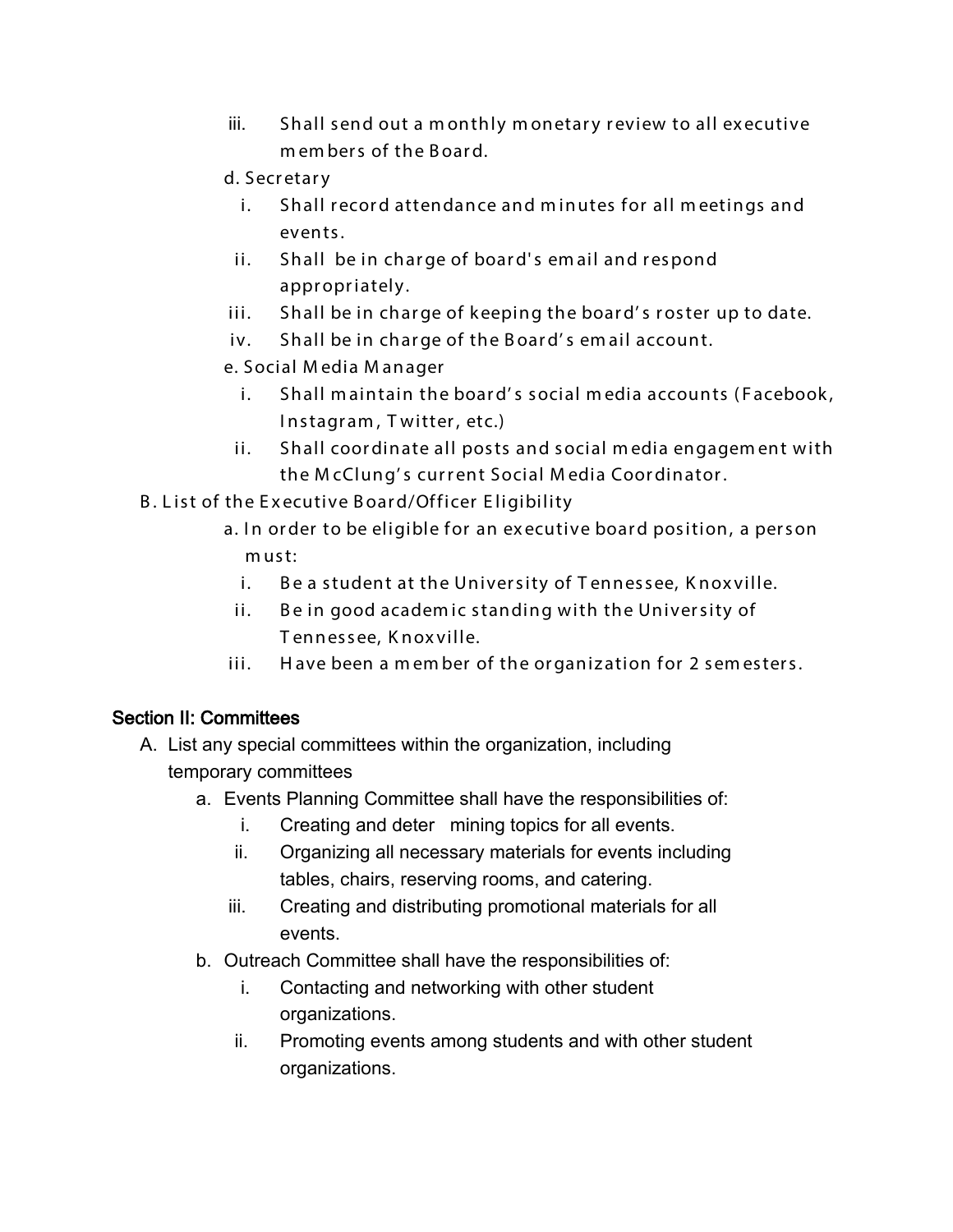iii. Shall send out a monthly monetary review to all executive members of the Board.

d. Secretary

   i. Shall record attendance and minutes for all meetings and events.
   ii. Shall be in charge of board's email and respond appropriately.
   iii. Shall be in charge of keeping the board's roster up to date.
   iv. Shall be in charge of the Board's email account.

e. Social Media Manager

   i. Shall maintain the board's social media accounts (Facebook, Instagram, Twitter, etc.)
   ii. Shall coordinate all posts and social media engagement with the McClung's current Social Media Coordinator.

B. List of the Executive Board/Officer Eligibility

   a. In order to be eligible for an executive board position, a person must:
      i. Be a student at the University of Tennessee, Knoxville.
      ii. Be in good academic standing with the University of Tennessee, Knoxville.
      iii. Have been a member of the organization for 2 semesters.

## Section II: Committees

A. List any special committees within the organization, including temporary committees

   a. Events Planning Committee shall have the responsibilities of:
      i. Creating and deter mining topics for all events.
      ii. Organizing all necessary materials for events including tables, chairs, reserving rooms, and catering.
      iii. Creating and distributing promotional materials for all events.

   b. Outreach Committee shall have the responsibilities of:
      i. Contacting and networking with other student organizations.
      ii. Promoting events among students and with other student organizations.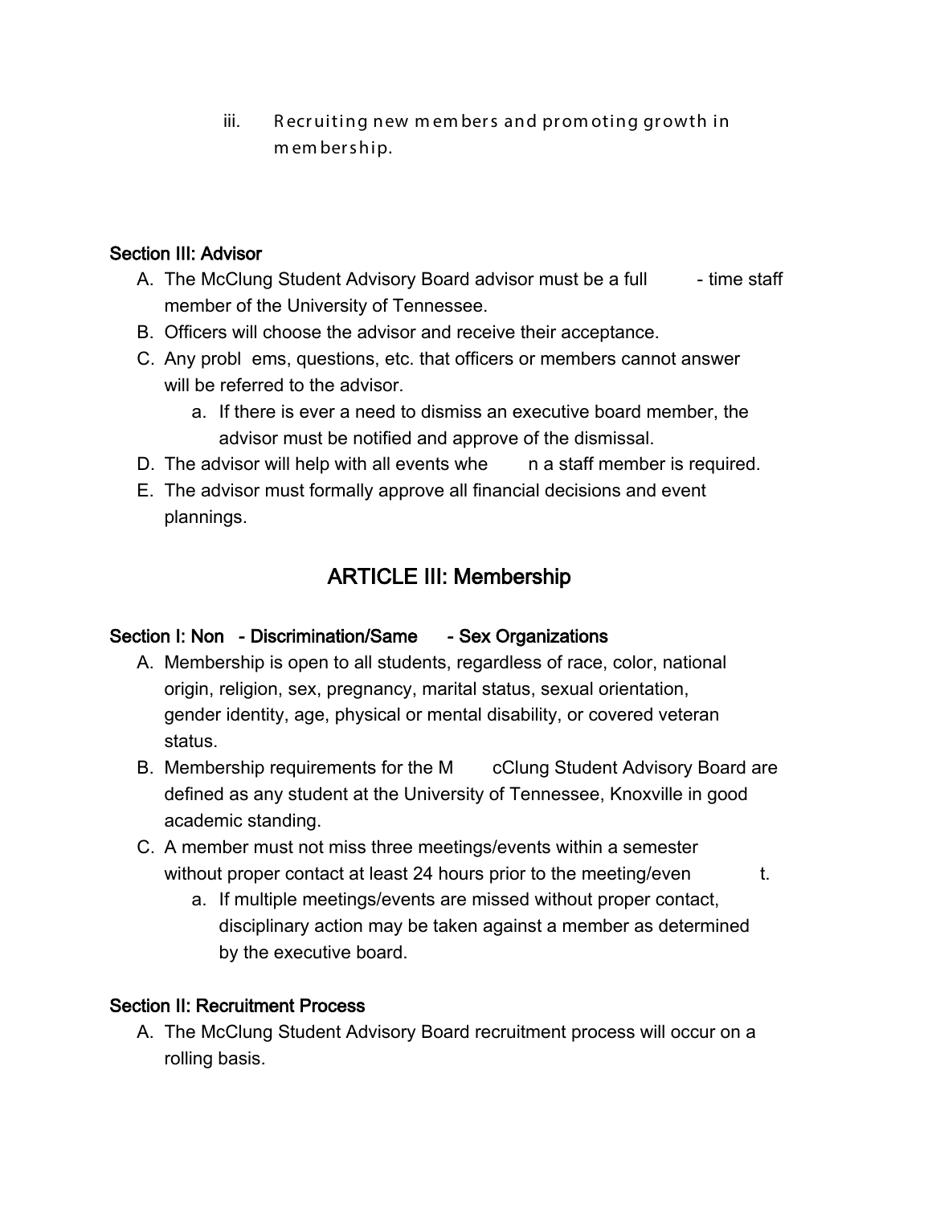iii. Recruiting new members and promoting growth in membership.

### Section III: Advisor

A. The McClung Student Advisory Board advisor must be a full - time staff member of the University of Tennessee.
B. Officers will choose the advisor and receive their acceptance.
C. Any problems, questions, etc. that officers or members cannot answer will be referred to the advisor.
    a. If there is ever a need to dismiss an executive board member, the advisor must be notified and approve of the dismissal.
D. The advisor will help with all events when a staff member is required.
E. The advisor must formally approve all financial decisions and event plannings.

## ARTICLE III: Membership

### Section I: Non - Discrimination/Same - Sex Organizations

A. Membership is open to all students, regardless of race, color, national origin, religion, sex, pregnancy, marital status, sexual orientation, gender identity, age, physical or mental disability, or covered veteran status.
B. Membership requirements for the McClung Student Advisory Board are defined as any student at the University of Tennessee, Knoxville in good academic standing.
C. A member must not miss three meetings/events within a semester without proper contact at least 24 hours prior to the meeting/event.
    a. If multiple meetings/events are missed without proper contact, disciplinary action may be taken against a member as determined by the executive board.

### Section II: Recruitment Process

A. The McClung Student Advisory Board recruitment process will occur on a rolling basis.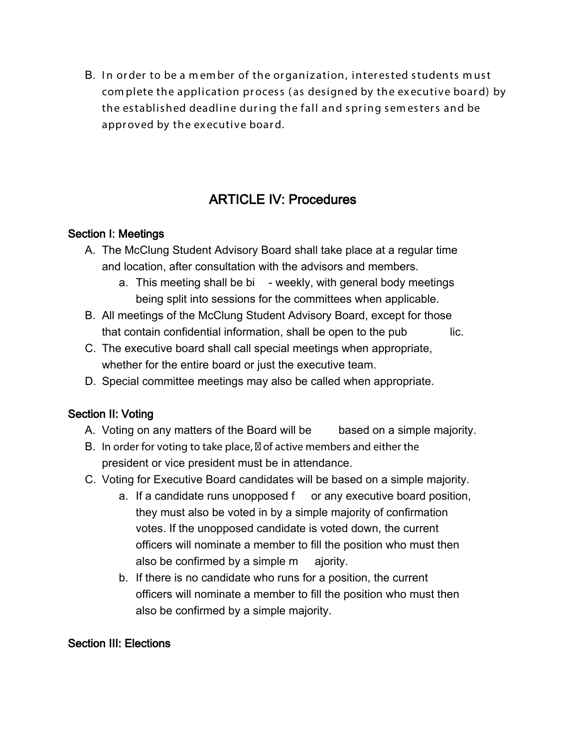B. In order to be a member of the organization, interested students must complete the application process (as designed by the executive board) by the established deadline during the fall and spring semesters and be approved by the executive board.

## ARTICLE IV: Procedures

### Section I: Meetings

A. The McClung Student Advisory Board shall take place at a regular time and location, after consultation with the advisors and members.
   a. This meeting shall be bi - weekly, with general body meetings being split into sessions for the committees when applicable.

B. All meetings of the McClung Student Advisory Board, except for those that contain confidential information, shall be open to the public.

C. The executive board shall call special meetings when appropriate, whether for the entire board or just the executive team.

D. Special committee meetings may also be called when appropriate.

### Section II: Voting

A. Voting on any matters of the Board will be based on a simple majority.

B. In order for voting to take place, ⅔ of active members and either the president or vice president must be in attendance.

C. Voting for Executive Board candidates will be based on a simple majority.
   a. If a candidate runs unopposed for any executive board position, they must also be voted in by a simple majority of confirmation votes. If the unopposed candidate is voted down, the current officers will nominate a member to fill the position who must then also be confirmed by a simple majority.
   b. If there is no candidate who runs for a position, the current officers will nominate a member to fill the position who must then also be confirmed by a simple majority.

### Section III: Elections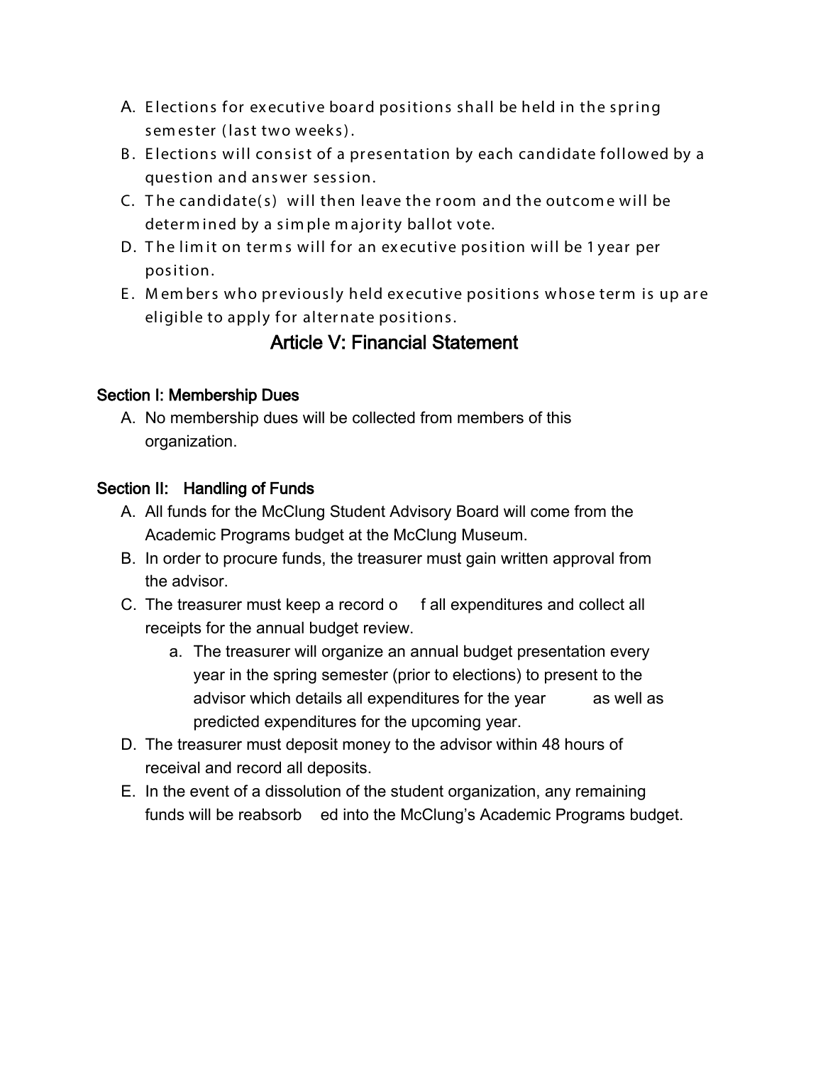A. Elections for executive board positions shall be held in the spring semester (last two weeks).
B. Elections will consist of a presentation by each candidate followed by a question and answer session.
C. The candidate(s) will then leave the room and the outcome will be determined by a simple majority ballot vote.
D. The limit on terms will for an executive position will be 1 year per position.
E. Members who previously held executive positions whose term is up are eligible to apply for alternate positions.

## Article V: Financial Statement

### Section I: Membership Dues

A. No membership dues will be collected from members of this organization.

### Section II: Handling of Funds

A. All funds for the McClung Student Advisory Board will come from the Academic Programs budget at the McClung Museum.
B. In order to procure funds, the treasurer must gain written approval from the advisor.
C. The treasurer must keep a record of all expenditures and collect all receipts for the annual budget review.
   a. The treasurer will organize an annual budget presentation every year in the spring semester (prior to elections) to present to the advisor which details all expenditures for the year as well as predicted expenditures for the upcoming year.
D. The treasurer must deposit money to the advisor within 48 hours of receival and record all deposits.
E. In the event of a dissolution of the student organization, any remaining funds will be reabsorbed into the McClung's Academic Programs budget.